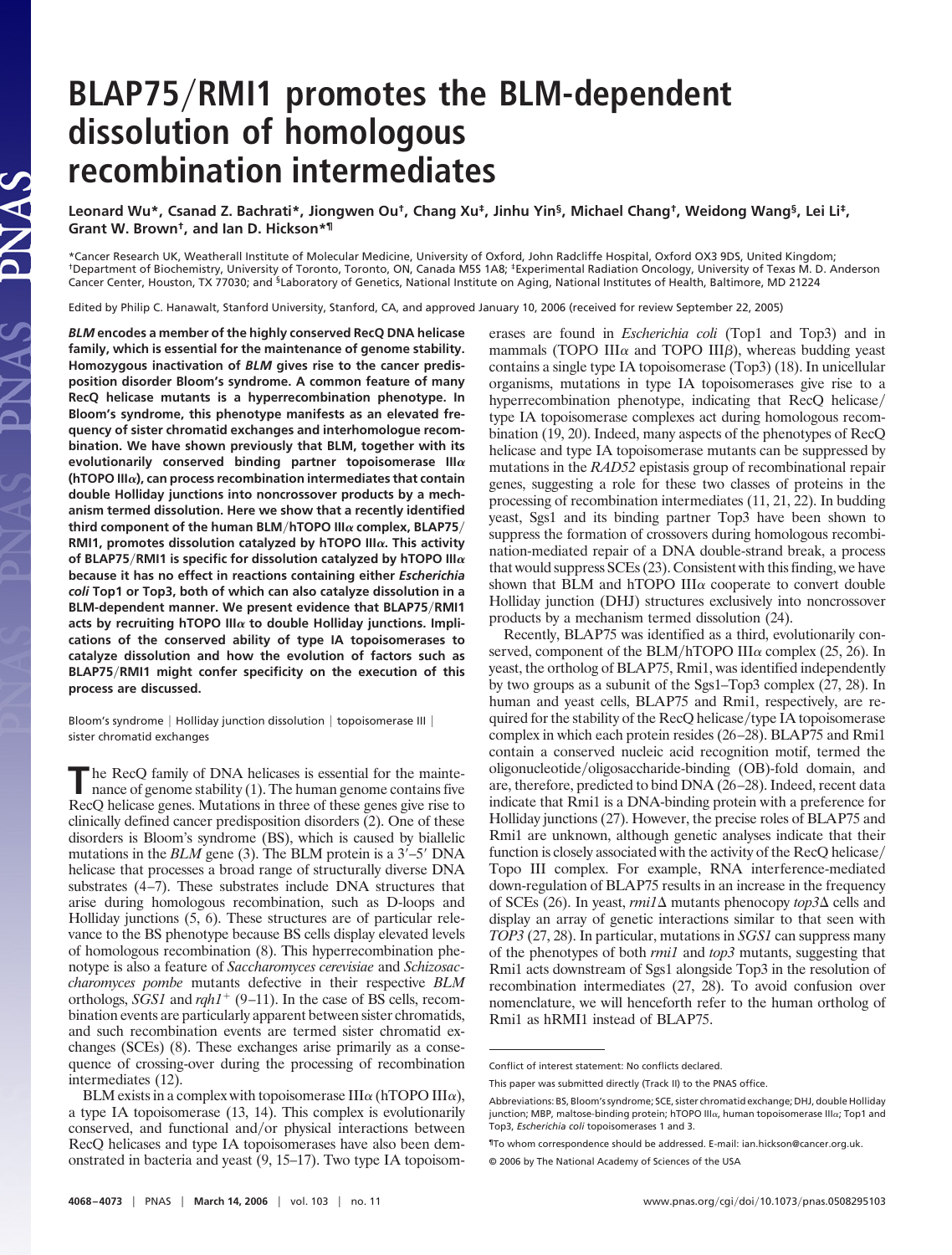# BLAP75/RMI1 promotes the BLM-dependent dissolution of homologous recombination intermediates

Leonard Wu*, Csanad Z. Bachrati*, Jiongwen Ou†, Chang Xu‡, Jinhu Yin§, Michael Chang†, Weidong Wang§, Lei Li‡, Grant W. Brown†, and Ian D. Hickson*¶

*Cancer Research UK, Weatherall Institute of Molecular Medicine, University of Oxford, John Radcliffe Hospital, Oxford OX3 9DS, United Kingdom; †Department of Biochemistry, University of Toronto, Toronto, ON, Canada M5S 1A8; ‡Experimental Radiation Oncology, University of Texas M. D. Anderson Cancer Center, Houston, TX 77030; and §Laboratory of Genetics, National Institute on Aging, National Institutes of Health, Baltimore, MD 21224

Edited by Philip C. Hanawalt, Stanford University, Stanford, CA, and approved January 10, 2006 (received for review September 22, 2005)

***BLM* encodes a member of the highly conserved RecQ DNA helicase family, which is essential for the maintenance of genome stability. Homozygous inactivation of *BLM* gives rise to the cancer predisposition disorder Bloom's syndrome. A common feature of many RecQ helicase mutants is a hyperrecombination phenotype. In Bloom's syndrome, this phenotype manifests as an elevated frequency of sister chromatid exchanges and interhomologue recombination. We have shown previously that BLM, together with its evolutionarily conserved binding partner topoisomerase IIIα (hTOPO IIIα), can process recombination intermediates that contain double Holliday junctions into noncrossover products by a mechanism termed dissolution. Here we show that a recently identified third component of the human BLM/hTOPO IIIα complex, BLAP75/RMI1, promotes dissolution catalyzed by hTOPO IIIα. This activity of BLAP75/RMI1 is specific for dissolution catalyzed by hTOPO IIIα because it has no effect in reactions containing either *Escherichia coli* Top1 or Top3, both of which can also catalyze dissolution in a BLM-dependent manner. We present evidence that BLAP75/RMI1 acts by recruiting hTOPO IIIα to double Holliday junctions. Implications of the conserved ability of type IA topoisomerases to catalyze dissolution and how the evolution of factors such as BLAP75/RMI1 might confer specificity on the execution of this process are discussed.**

Bloom's syndrome | Holliday junction dissolution | topoisomerase III | sister chromatid exchanges

The RecQ family of DNA helicases is essential for the maintenance of genome stability (1). The human genome contains five RecQ helicase genes. Mutations in three of these genes give rise to clinically defined cancer predisposition disorders (2). One of these disorders is Bloom's syndrome (BS), which is caused by biallelic mutations in the *BLM* gene (3). The BLM protein is a 3′–5′ DNA helicase that processes a broad range of structurally diverse DNA substrates (4–7). These substrates include DNA structures that arise during homologous recombination, such as D-loops and Holliday junctions (5, 6). These structures are of particular relevance to the BS phenotype because BS cells display elevated levels of homologous recombination (8). This hyperrecombination phenotype is also a feature of *Saccharomyces cerevisiae* and *Schizosaccharomyces pombe* mutants defective in their respective *BLM* orthologs, *SGS1* and *rqh1*$^{+}$ (9–11). In the case of BS cells, recombination events are particularly apparent between sister chromatids, and such recombination events are termed sister chromatid exchanges (SCEs) (8). These exchanges arise primarily as a consequence of crossing-over during the processing of recombination intermediates (12).

BLM exists in a complex with topoisomerase IIIα (hTOPO IIIα), a type IA topoisomerase (13, 14). This complex is evolutionarily conserved, and functional and/or physical interactions between RecQ helicases and type IA topoisomerases have also been demonstrated in bacteria and yeast (9, 15–17). Two type IA topoisomerases are found in *Escherichia coli* (Top1 and Top3) and in mammals (TOPO IIIα and TOPO IIIβ), whereas budding yeast contains a single type IA topoisomerase (Top3) (18). In unicellular organisms, mutations in type IA topoisomerases give rise to a hyperrecombination phenotype, indicating that RecQ helicase/type IA topoisomerase complexes act during homologous recombination (19, 20). Indeed, many aspects of the phenotypes of RecQ helicase and type IA topoisomerase mutants can be suppressed by mutations in the *RAD52* epistasis group of recombinational repair genes, suggesting a role for these two classes of proteins in the processing of recombination intermediates (11, 21, 22). In budding yeast, Sgs1 and its binding partner Top3 have been shown to suppress the formation of crossovers during homologous recombination-mediated repair of a DNA double-strand break, a process that would suppress SCEs (23). Consistent with this finding, we have shown that BLM and hTOPO IIIα cooperate to convert double Holliday junction (DHJ) structures exclusively into noncrossover products by a mechanism termed dissolution (24).

Recently, BLAP75 was identified as a third, evolutionarily conserved, component of the BLM/hTOPO IIIα complex (25, 26). In yeast, the ortholog of BLAP75, Rmi1, was identified independently by two groups as a subunit of the Sgs1–Top3 complex (27, 28). In human and yeast cells, BLAP75 and Rmi1, respectively, are required for the stability of the RecQ helicase/type IA topoisomerase complex in which each protein resides (26–28). BLAP75 and Rmi1 contain a conserved nucleic acid recognition motif, termed the oligonucleotide/oligosaccharide-binding (OB)-fold domain, and are, therefore, predicted to bind DNA (26–28). Indeed, recent data indicate that Rmi1 is a DNA-binding protein with a preference for Holliday junctions (27). However, the precise roles of BLAP75 and Rmi1 are unknown, although genetic analyses indicate that their function is closely associated with the activity of the RecQ helicase/Topo III complex. For example, RNA interference-mediated down-regulation of BLAP75 results in an increase in the frequency of SCEs (26). In yeast, *rmi1*Δ mutants phenocopy *top3*Δ cells and display an array of genetic interactions similar to that seen with *TOP3* (27, 28). In particular, mutations in *SGS1* can suppress many of the phenotypes of both *rmi1* and *top3* mutants, suggesting that Rmi1 acts downstream of Sgs1 alongside Top3 in the resolution of recombination intermediates (27, 28). To avoid confusion over nomenclature, we will henceforth refer to the human ortholog of Rmi1 as hRMI1 instead of BLAP75.

Conflict of interest statement: No conflicts declared.

This paper was submitted directly (Track II) to the PNAS office.

Abbreviations: BS, Bloom's syndrome; SCE, sister chromatid exchange; DHJ, double Holliday junction; MBP, maltose-binding protein; hTOPO IIIα, human topoisomerase IIIα; Top1 and Top3, *Escherichia coli* topoisomerases 1 and 3.

¶To whom correspondence should be addressed. E-mail: ian.hickson@cancer.org.uk.

© 2006 by The National Academy of Sciences of the USA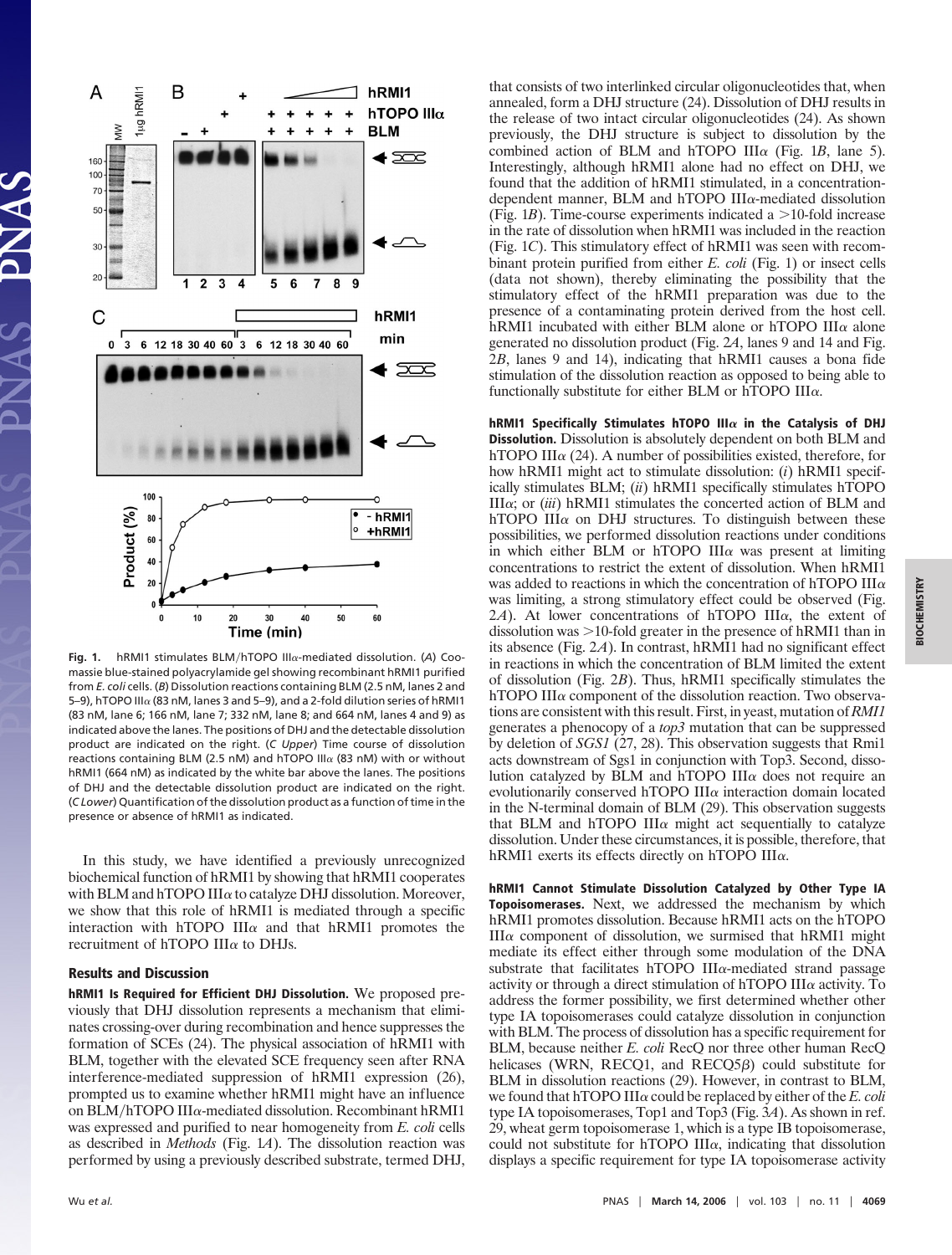**Fig. 1.** hRMI1 stimulates BLM/hTOPO IIIα-mediated dissolution. (*A*) Coomassie blue-stained polyacrylamide gel showing recombinant hRMI1 purified from *E. coli* cells. (*B*) Dissolution reactions containing BLM (2.5 nM, lanes 2 and 5–9), hTOPO IIIα (83 nM, lanes 3 and 5–9), and a 2-fold dilution series of hRMI1 (83 nM, lane 6; 166 nM, lane 7; 332 nM, lane 8; and 664 nM, lanes 4 and 9) as indicated above the lanes. The positions of DHJ and the detectable dissolution product are indicated on the right. (*C Upper*) Time course of dissolution reactions containing BLM (2.5 nM) and hTOPO IIIα (83 nM) with or without hRMI1 (664 nM) as indicated by the white bar above the lanes. The positions of DHJ and the detectable dissolution product are indicated on the right. (*C Lower*) Quantification of the dissolution product as a function of time in the presence or absence of hRMI1 as indicated.

In this study, we have identified a previously unrecognized biochemical function of hRMI1 by showing that hRMI1 cooperates with BLM and hTOPO IIIα to catalyze DHJ dissolution. Moreover, we show that this role of hRMI1 is mediated through a specific interaction with hTOPO IIIα and that hRMI1 promotes the recruitment of hTOPO IIIα to DHJs.

## Results and Discussion

**hRMI1 Is Required for Efficient DHJ Dissolution.** We proposed previously that DHJ dissolution represents a mechanism that eliminates crossing-over during recombination and hence suppresses the formation of SCEs (24). The physical association of hRMI1 with BLM, together with the elevated SCE frequency seen after RNA interference-mediated suppression of hRMI1 expression (26), prompted us to examine whether hRMI1 might have an influence on BLM/hTOPO IIIα-mediated dissolution. Recombinant hRMI1 was expressed and purified to near homogeneity from *E. coli* cells as described in *Methods* (Fig. 1*A*). The dissolution reaction was performed by using a previously described substrate, termed DHJ, that consists of two interlinked circular oligonucleotides that, when annealed, form a DHJ structure (24). Dissolution of DHJ results in the release of two intact circular oligonucleotides (24). As shown previously, the DHJ structure is subject to dissolution by the combined action of BLM and hTOPO IIIα (Fig. 1*B*, lane 5). Interestingly, although hRMI1 alone had no effect on DHJ, we found that the addition of hRMI1 stimulated, in a concentration-dependent manner, BLM and hTOPO IIIα-mediated dissolution (Fig. 1*B*). Time-course experiments indicated a >10-fold increase in the rate of dissolution when hRMI1 was included in the reaction (Fig. 1*C*). This stimulatory effect of hRMI1 was seen with recombinant protein purified from either *E. coli* (Fig. 1) or insect cells (data not shown), thereby eliminating the possibility that the stimulatory effect of the hRMI1 preparation was due to the presence of a contaminating protein derived from the host cell. hRMI1 incubated with either BLM alone or hTOPO IIIα alone generated no dissolution product (Fig. 2*A*, lanes 9 and 14 and Fig. 2*B*, lanes 9 and 14), indicating that hRMI1 causes a bona fide stimulation of the dissolution reaction as opposed to being able to functionally substitute for either BLM or hTOPO IIIα.

**hRMI1 Specifically Stimulates hTOPO IIIα in the Catalysis of DHJ Dissolution.** Dissolution is absolutely dependent on both BLM and hTOPO IIIα (24). A number of possibilities existed, therefore, for how hRMI1 might act to stimulate dissolution: (*i*) hRMI1 specifically stimulates BLM; (*ii*) hRMI1 specifically stimulates hTOPO IIIα; or (*iii*) hRMI1 stimulates the concerted action of BLM and hTOPO IIIα on DHJ structures. To distinguish between these possibilities, we performed dissolution reactions under conditions in which either BLM or hTOPO IIIα was present at limiting concentrations to restrict the extent of dissolution. When hRMI1 was added to reactions in which the concentration of hTOPO IIIα was limiting, a strong stimulatory effect could be observed (Fig. 2*A*). At lower concentrations of hTOPO IIIα, the extent of dissolution was >10-fold greater in the presence of hRMI1 than in its absence (Fig. 2*A*). In contrast, hRMI1 had no significant effect in reactions in which the concentration of BLM limited the extent of dissolution (Fig. 2*B*). Thus, hRMI1 specifically stimulates the hTOPO IIIα component of the dissolution reaction. Two observations are consistent with this result. First, in yeast, mutation of *RMI1* generates a phenocopy of a *top3* mutation that can be suppressed by deletion of *SGS1* (27, 28). This observation suggests that Rmi1 acts downstream of Sgs1 in conjunction with Top3. Second, dissolution catalyzed by BLM and hTOPO IIIα does not require an evolutionarily conserved hTOPO IIIα interaction domain located in the N-terminal domain of BLM (29). This observation suggests that BLM and hTOPO IIIα might act sequentially to catalyze dissolution. Under these circumstances, it is possible, therefore, that hRMI1 exerts its effects directly on hTOPO IIIα.

**hRMI1 Cannot Stimulate Dissolution Catalyzed by Other Type IA Topoisomerases.** Next, we addressed the mechanism by which hRMI1 promotes dissolution. Because hRMI1 acts on the hTOPO IIIα component of dissolution, we surmised that hRMI1 might mediate its effect either through some modulation of the DNA substrate that facilitates hTOPO IIIα-mediated strand passage activity or through a direct stimulation of hTOPO IIIα activity. To address the former possibility, we first determined whether other type IA topoisomerases could catalyze dissolution in conjunction with BLM. The process of dissolution has a specific requirement for BLM, because neither *E. coli* RecQ nor three other human RecQ helicases (WRN, RECQ1, and RECQ5β) could substitute for BLM in dissolution reactions (29). However, in contrast to BLM, we found that hTOPO IIIα could be replaced by either of the *E. coli* type IA topoisomerases, Top1 and Top3 (Fig. 3*A*). As shown in ref. 29, wheat germ topoisomerase 1, which is a type IB topoisomerase, could not substitute for hTOPO IIIα, indicating that dissolution displays a specific requirement for type IA topoisomerase activity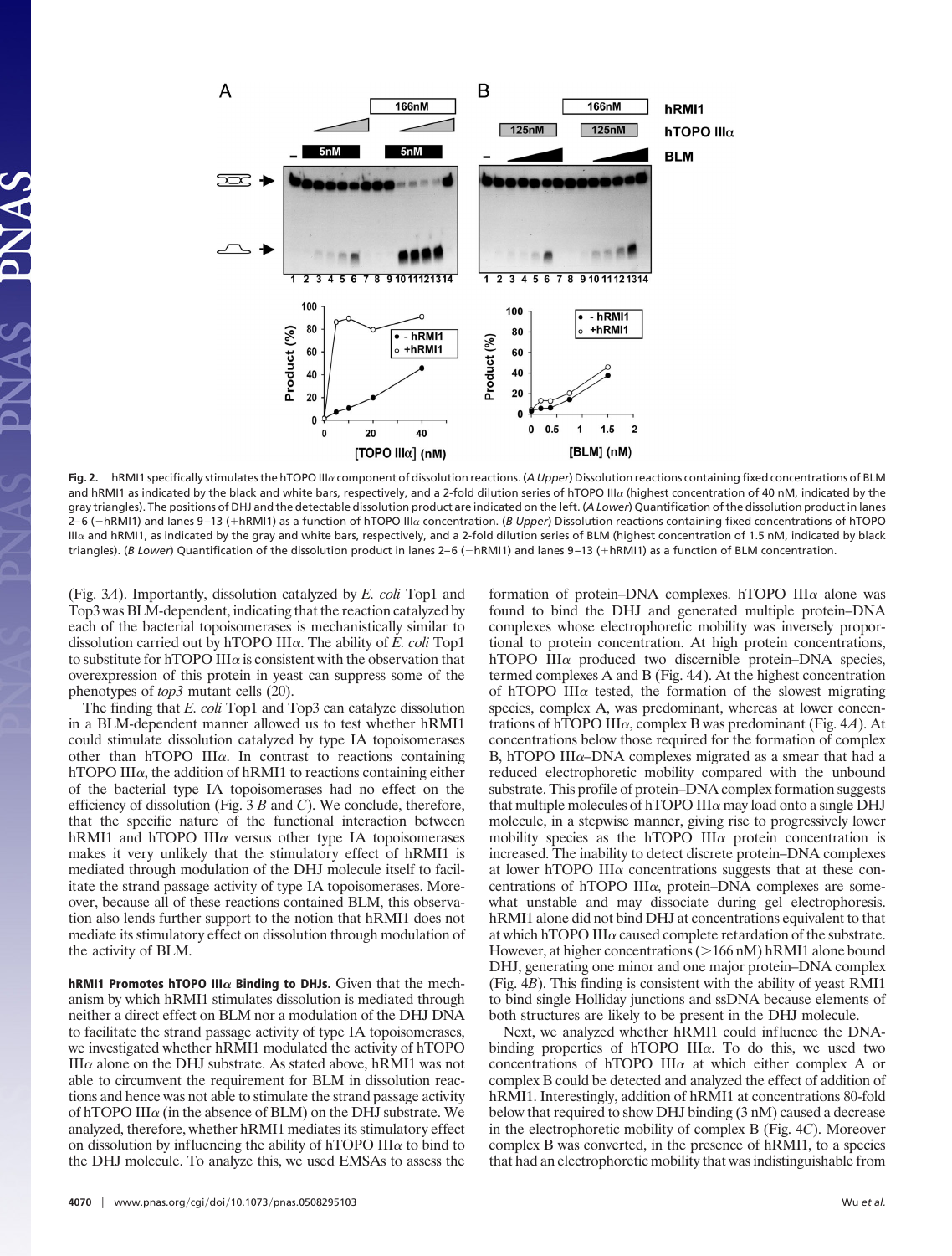Fig. 2. hRMI1 specifically stimulates the hTOPO IIIα component of dissolution reactions. (*A Upper*) Dissolution reactions containing fixed concentrations of BLM and hRMI1 as indicated by the black and white bars, respectively, and a 2-fold dilution series of hTOPO IIIα (highest concentration of 40 nM, indicated by the gray triangles). The positions of DHJ and the detectable dissolution product are indicated on the left. (*A Lower*) Quantification of the dissolution product in lanes 2–6 (−hRMI1) and lanes 9–13 (+hRMI1) as a function of hTOPO IIIα concentration. (*B Upper*) Dissolution reactions containing fixed concentrations of hTOPO IIIα and hRMI1, as indicated by the gray and white bars, respectively, and a 2-fold dilution series of BLM (highest concentration of 1.5 nM, indicated by black triangles). (*B Lower*) Quantification of the dissolution product in lanes 2–6 (−hRMI1) and lanes 9–13 (+hRMI1) as a function of BLM concentration.

(Fig. 3*A*). Importantly, dissolution catalyzed by *E. coli* Top1 and Top3 was BLM-dependent, indicating that the reaction catalyzed by each of the bacterial topoisomerases is mechanistically similar to dissolution carried out by hTOPO IIIα. The ability of *E. coli* Top1 to substitute for hTOPO IIIα is consistent with the observation that overexpression of this protein in yeast can suppress some of the phenotypes of *top3* mutant cells (20).

The finding that *E. coli* Top1 and Top3 can catalyze dissolution in a BLM-dependent manner allowed us to test whether hRMI1 could stimulate dissolution catalyzed by type IA topoisomerases other than hTOPO IIIα. In contrast to reactions containing hTOPO IIIα, the addition of hRMI1 to reactions containing either of the bacterial type IA topoisomerases had no effect on the efficiency of dissolution (Fig. 3 *B* and *C*). We conclude, therefore, that the specific nature of the functional interaction between hRMI1 and hTOPO IIIα versus other type IA topoisomerases makes it very unlikely that the stimulatory effect of hRMI1 is mediated through modulation of the DHJ molecule itself to facilitate the strand passage activity of type IA topoisomerases. Moreover, because all of these reactions contained BLM, this observation also lends further support to the notion that hRMI1 does not mediate its stimulatory effect on dissolution through modulation of the activity of BLM.

**hRMI1 Promotes hTOPO IIIα Binding to DHJs.** Given that the mechanism by which hRMI1 stimulates dissolution is mediated through neither a direct effect on BLM nor a modulation of the DHJ DNA to facilitate the strand passage activity of type IA topoisomerases, we investigated whether hRMI1 modulated the activity of hTOPO IIIα alone on the DHJ substrate. As stated above, hRMI1 was not able to circumvent the requirement for BLM in dissolution reactions and hence was not able to stimulate the strand passage activity of hTOPO IIIα (in the absence of BLM) on the DHJ substrate. We analyzed, therefore, whether hRMI1 mediates its stimulatory effect on dissolution by influencing the ability of hTOPO IIIα to bind to the DHJ molecule. To analyze this, we used EMSAs to assess the formation of protein–DNA complexes. hTOPO IIIα alone was found to bind the DHJ and generated multiple protein–DNA complexes whose electrophoretic mobility was inversely proportional to protein concentration. At high protein concentrations, hTOPO IIIα produced two discernible protein–DNA species, termed complexes A and B (Fig. 4*A*). At the highest concentration of hTOPO IIIα tested, the formation of the slowest migrating species, complex A, was predominant, whereas at lower concentrations of hTOPO IIIα, complex B was predominant (Fig. 4*A*). At concentrations below those required for the formation of complex B, hTOPO IIIα–DNA complexes migrated as a smear that had a reduced electrophoretic mobility compared with the unbound substrate. This profile of protein–DNA complex formation suggests that multiple molecules of hTOPO IIIα may load onto a single DHJ molecule, in a stepwise manner, giving rise to progressively lower mobility species as the hTOPO IIIα protein concentration is increased. The inability to detect discrete protein–DNA complexes at lower hTOPO IIIα concentrations suggests that at these concentrations of hTOPO IIIα, protein–DNA complexes are somewhat unstable and may dissociate during gel electrophoresis. hRMI1 alone did not bind DHJ at concentrations equivalent to that at which hTOPO IIIα caused complete retardation of the substrate. However, at higher concentrations (>166 nM) hRMI1 alone bound DHJ, generating one minor and one major protein–DNA complex (Fig. 4*B*). This finding is consistent with the ability of yeast RMI1 to bind single Holliday junctions and ssDNA because elements of both structures are likely to be present in the DHJ molecule.

Next, we analyzed whether hRMI1 could influence the DNA-binding properties of hTOPO IIIα. To do this, we used two concentrations of hTOPO IIIα at which either complex A or complex B could be detected and analyzed the effect of addition of hRMI1. Interestingly, addition of hRMI1 at concentrations 80-fold below that required to show DHJ binding (3 nM) caused a decrease in the electrophoretic mobility of complex B (Fig. 4*C*). Moreover complex B was converted, in the presence of hRMI1, to a species that had an electrophoretic mobility that was indistinguishable from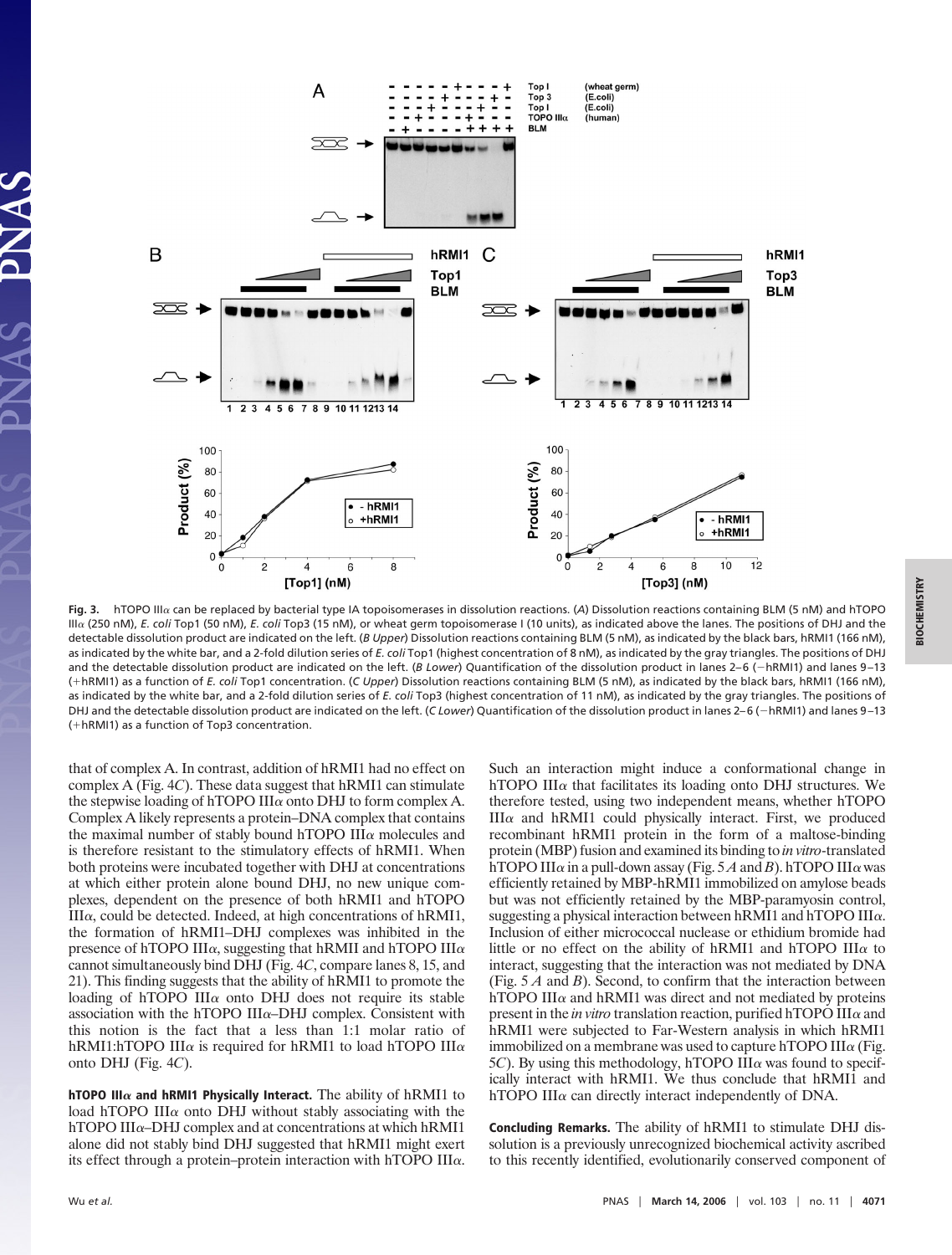**Fig. 3.** hTOPO IIIα can be replaced by bacterial type IA topoisomerases in dissolution reactions. (*A*) Dissolution reactions containing BLM (5 nM) and hTOPO IIIα (250 nM), *E. coli* Top1 (50 nM), *E. coli* Top3 (15 nM), or wheat germ topoisomerase I (10 units), as indicated above the lanes. The positions of DHJ and the detectable dissolution product are indicated on the left. (*B Upper*) Dissolution reactions containing BLM (5 nM), as indicated by the black bars, hRMI1 (166 nM), as indicated by the white bar, and a 2-fold dilution series of *E. coli* Top1 (highest concentration of 8 nM), as indicated by the gray triangles. The positions of DHJ and the detectable dissolution product are indicated on the left. (*B Lower*) Quantification of the dissolution product in lanes 2–6 (−hRMI1) and lanes 9–13 (+hRMI1) as a function of *E. coli* Top1 concentration. (*C Upper*) Dissolution reactions containing BLM (5 nM), as indicated by the black bars, hRMI1 (166 nM), as indicated by the white bar, and a 2-fold dilution series of *E. coli* Top3 (highest concentration of 11 nM), as indicated by the gray triangles. The positions of DHJ and the detectable dissolution product are indicated on the left. (*C Lower*) Quantification of the dissolution product in lanes 2–6 (−hRMI1) and lanes 9–13 (+hRMI1) as a function of Top3 concentration.

that of complex A. In contrast, addition of hRMI1 had no effect on complex A (Fig. 4*C*). These data suggest that hRMI1 can stimulate the stepwise loading of hTOPO IIIα onto DHJ to form complex A. Complex A likely represents a protein–DNA complex that contains the maximal number of stably bound hTOPO IIIα molecules and is therefore resistant to the stimulatory effects of hRMI1. When both proteins were incubated together with DHJ at concentrations at which either protein alone bound DHJ, no new unique complexes, dependent on the presence of both hRMI1 and hTOPO IIIα, could be detected. Indeed, at high concentrations of hRMI1, the formation of hRMI1–DHJ complexes was inhibited in the presence of hTOPO IIIα, suggesting that hRMII and hTOPO IIIα cannot simultaneously bind DHJ (Fig. 4*C*, compare lanes 8, 15, and 21). This finding suggests that the ability of hRMI1 to promote the loading of hTOPO IIIα onto DHJ does not require its stable association with the hTOPO IIIα–DHJ complex. Consistent with this notion is the fact that a less than 1:1 molar ratio of hRMI1:hTOPO IIIα is required for hRMI1 to load hTOPO IIIα onto DHJ (Fig. 4*C*).

**hTOPO IIIα and hRMI1 Physically Interact.** The ability of hRMI1 to load hTOPO IIIα onto DHJ without stably associating with the hTOPO IIIα–DHJ complex and at concentrations at which hRMI1 alone did not stably bind DHJ suggested that hRMI1 might exert its effect through a protein–protein interaction with hTOPO IIIα. Such an interaction might induce a conformational change in hTOPO IIIα that facilitates its loading onto DHJ structures. We therefore tested, using two independent means, whether hTOPO IIIα and hRMI1 could physically interact. First, we produced recombinant hRMI1 protein in the form of a maltose-binding protein (MBP) fusion and examined its binding to *in vitro*-translated hTOPO IIIα in a pull-down assay (Fig. 5 *A* and *B*). hTOPO IIIα was efficiently retained by MBP-hRMI1 immobilized on amylose beads but was not efficiently retained by the MBP-paramyosin control, suggesting a physical interaction between hRMI1 and hTOPO IIIα. Inclusion of either micrococcal nuclease or ethidium bromide had little or no effect on the ability of hRMI1 and hTOPO IIIα to interact, suggesting that the interaction was not mediated by DNA (Fig. 5 *A* and *B*). Second, to confirm that the interaction between hTOPO IIIα and hRMI1 was direct and not mediated by proteins present in the *in vitro* translation reaction, purified hTOPO IIIα and hRMI1 were subjected to Far-Western analysis in which hRMI1 immobilized on a membrane was used to capture hTOPO IIIα (Fig. 5*C*). By using this methodology, hTOPO IIIα was found to specifically interact with hRMI1. We thus conclude that hRMI1 and hTOPO IIIα can directly interact independently of DNA.

**Concluding Remarks.** The ability of hRMI1 to stimulate DHJ dissolution is a previously unrecognized biochemical activity ascribed to this recently identified, evolutionarily conserved component of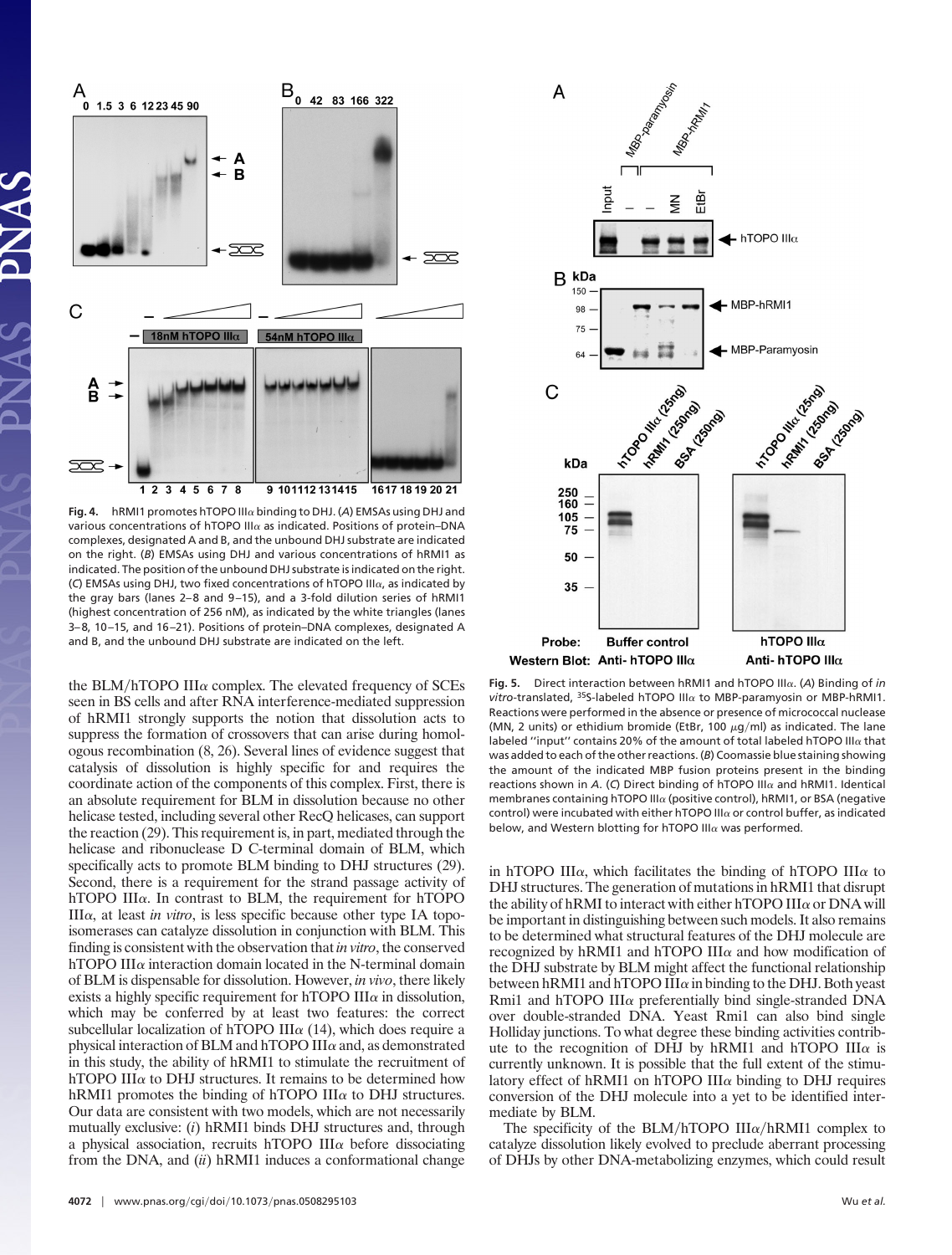**Fig. 4.** hRMI1 promotes hTOPO IIIα binding to DHJ. (*A*) EMSAs using DHJ and various concentrations of hTOPO IIIα as indicated. Positions of protein–DNA complexes, designated A and B, and the unbound DHJ substrate are indicated on the right. (*B*) EMSAs using DHJ and various concentrations of hRMI1 as indicated. The position of the unbound DHJ substrate is indicated on the right. (*C*) EMSAs using DHJ, two fixed concentrations of hTOPO IIIα, as indicated by the gray bars (lanes 2–8 and 9–15), and a 3-fold dilution series of hRMI1 (highest concentration of 256 nM), as indicated by the white triangles (lanes 3–8, 10–15, and 16–21). Positions of protein–DNA complexes, designated A and B, and the unbound DHJ substrate are indicated on the left.

**Fig. 5.** Direct interaction between hRMI1 and hTOPO IIIα. (*A*) Binding of *in vitro*-translated, $^{35}$S-labeled hTOPO IIIα to MBP-paramyosin or MBP-hRMI1. Reactions were performed in the absence or presence of micrococcal nuclease (MN, 2 units) or ethidium bromide (EtBr, 100 μg/ml) as indicated. The lane labeled "input" contains 20% of the amount of total labeled hTOPO IIIα that was added to each of the other reactions. (*B*) Coomassie blue staining showing the amount of the indicated MBP fusion proteins present in the binding reactions shown in *A*. (*C*) Direct binding of hTOPO IIIα and hRMI1. Identical membranes containing hTOPO IIIα (positive control), hRMI1, or BSA (negative control) were incubated with either hTOPO IIIα or control buffer, as indicated below, and Western blotting for hTOPO IIIα was performed.

the BLM/hTOPO IIIα complex. The elevated frequency of SCEs seen in BS cells and after RNA interference-mediated suppression of hRMI1 strongly supports the notion that dissolution acts to suppress the formation of crossovers that can arise during homologous recombination (8, 26). Several lines of evidence suggest that catalysis of dissolution is highly specific for and requires the coordinate action of the components of this complex. First, there is an absolute requirement for BLM in dissolution because no other helicase tested, including several other RecQ helicases, can support the reaction (29). This requirement is, in part, mediated through the helicase and ribonuclease D C-terminal domain of BLM, which specifically acts to promote BLM binding to DHJ structures (29). Second, there is a requirement for the strand passage activity of hTOPO IIIα. In contrast to BLM, the requirement for hTOPO IIIα, at least *in vitro*, is less specific because other type IA topoisomerases can catalyze dissolution in conjunction with BLM. This finding is consistent with the observation that *in vitro*, the conserved hTOPO IIIα interaction domain located in the N-terminal domain of BLM is dispensable for dissolution. However, *in vivo*, there likely exists a highly specific requirement for hTOPO IIIα in dissolution, which may be conferred by at least two features: the correct subcellular localization of hTOPO IIIα (14), which does require a physical interaction of BLM and hTOPO IIIα and, as demonstrated in this study, the ability of hRMI1 to stimulate the recruitment of hTOPO IIIα to DHJ structures. It remains to be determined how hRMI1 promotes the binding of hTOPO IIIα to DHJ structures. Our data are consistent with two models, which are not necessarily mutually exclusive: (*i*) hRMI1 binds DHJ structures and, through a physical association, recruits hTOPO IIIα before dissociating from the DNA, and (*ii*) hRMI1 induces a conformational change in hTOPO IIIα, which facilitates the binding of hTOPO IIIα to DHJ structures. The generation of mutations in hRMI1 that disrupt the ability of hRMI to interact with either hTOPO IIIα or DNA will be important in distinguishing between such models. It also remains to be determined what structural features of the DHJ molecule are recognized by hRMI1 and hTOPO IIIα and how modification of the DHJ substrate by BLM might affect the functional relationship between hRMI1 and hTOPO IIIα in binding to the DHJ. Both yeast Rmi1 and hTOPO IIIα preferentially bind single-stranded DNA over double-stranded DNA. Yeast Rmi1 can also bind single Holliday junctions. To what degree these binding activities contribute to the recognition of DHJ by hRMI1 and hTOPO IIIα is currently unknown. It is possible that the full extent of the stimulatory effect of hRMI1 on hTOPO IIIα binding to DHJ requires conversion of the DHJ molecule into a yet to be identified intermediate by BLM.

The specificity of the BLM/hTOPO IIIα/hRMI1 complex to catalyze dissolution likely evolved to preclude aberrant processing of DHJs by other DNA-metabolizing enzymes, which could result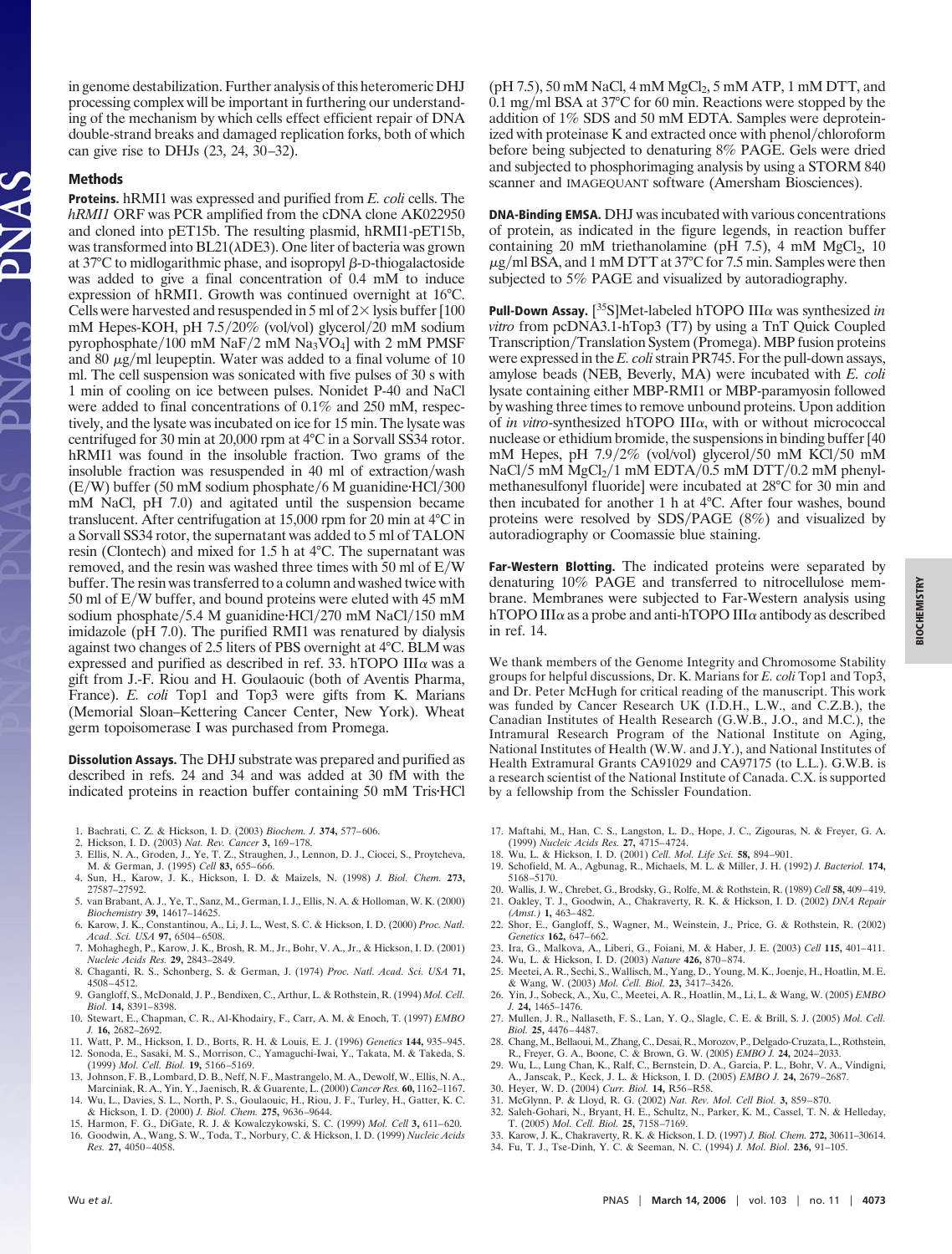in genome destabilization. Further analysis of this heteromeric DHJ processing complex will be important in furthering our understanding of the mechanism by which cells effect efficient repair of DNA double-strand breaks and damaged replication forks, both of which can give rise to DHJs (23, 24, 30–32).

## Methods

**Proteins.** hRMI1 was expressed and purified from *E. coli* cells. The *hRMI1* ORF was PCR amplified from the cDNA clone AK022950 and cloned into pET15b. The resulting plasmid, hRMI1-pET15b, was transformed into BL21(λDE3). One liter of bacteria was grown at 37°C to midlogarithmic phase, and isopropyl β-D-thiogalactoside was added to give a final concentration of 0.4 mM to induce expression of hRMI1. Growth was continued overnight at 16°C. Cells were harvested and resuspended in 5 ml of 2× lysis buffer [100 mM Hepes-KOH, pH 7.5/20% (vol/vol) glycerol/20 mM sodium pyrophosphate/100 mM NaF/2 mM $Na_3VO_4$] with 2 mM PMSF and 80 μg/ml leupeptin. Water was added to a final volume of 10 ml. The cell suspension was sonicated with five pulses of 30 s with 1 min of cooling on ice between pulses. Nonidet P-40 and NaCl were added to final concentrations of 0.1% and 250 mM, respectively, and the lysate was incubated on ice for 15 min. The lysate was centrifuged for 30 min at 20,000 rpm at 4°C in a Sorvall SS34 rotor. hRMI1 was found in the insoluble fraction. Two grams of the insoluble fraction was resuspended in 40 ml of extraction/wash (E/W) buffer (50 mM sodium phosphate/6 M guanidine·HCl/300 mM NaCl, pH 7.0) and agitated until the suspension became translucent. After centrifugation at 15,000 rpm for 20 min at 4°C in a Sorvall SS34 rotor, the supernatant was added to 5 ml of TALON resin (Clontech) and mixed for 1.5 h at 4°C. The supernatant was removed, and the resin was washed three times with 50 ml of E/W buffer. The resin was transferred to a column and washed twice with 50 ml of E/W buffer, and bound proteins were eluted with 45 mM sodium phosphate/5.4 M guanidine·HCl/270 mM NaCl/150 mM imidazole (pH 7.0). The purified RMI1 was renatured by dialysis against two changes of 2.5 liters of PBS overnight at 4°C. BLM was expressed and purified as described in ref. 33. hTOPO IIIα was a gift from J.-F. Riou and H. Goulaouic (both of Aventis Pharma, France). *E. coli* Top1 and Top3 were gifts from K. Marians (Memorial Sloan–Kettering Cancer Center, New York). Wheat germ topoisomerase I was purchased from Promega.

**Dissolution Assays.** The DHJ substrate was prepared and purified as described in refs. 24 and 34 and was added at 30 fM with the indicated proteins in reaction buffer containing 50 mM Tris·HCl (pH 7.5), 50 mM NaCl, 4 mM $MgCl_2$, 5 mM ATP, 1 mM DTT, and 0.1 mg/ml BSA at 37°C for 60 min. Reactions were stopped by the addition of 1% SDS and 50 mM EDTA. Samples were deproteinized with proteinase K and extracted once with phenol/chloroform before being subjected to denaturing 8% PAGE. Gels were dried and subjected to phosphorimaging analysis by using a STORM 840 scanner and IMAGEQUANT software (Amersham Biosciences).

**DNA-Binding EMSA.** DHJ was incubated with various concentrations of protein, as indicated in the figure legends, in reaction buffer containing 20 mM triethanolamine (pH 7.5), 4 mM $MgCl_2$, 10 μg/ml BSA, and 1 mM DTT at 37°C for 7.5 min. Samples were then subjected to 5% PAGE and visualized by autoradiography.

**Pull-Down Assay.** [$^{35}$S]Met-labeled hTOPO IIIα was synthesized *in vitro* from pcDNA3.1-hTop3 (T7) by using a TnT Quick Coupled Transcription/Translation System (Promega). MBP fusion proteins were expressed in the *E. coli* strain PR745. For the pull-down assays, amylose beads (NEB, Beverly, MA) were incubated with *E. coli* lysate containing either MBP-RMI1 or MBP-paramyosin followed by washing three times to remove unbound proteins. Upon addition of *in vitro*-synthesized hTOPO IIIα, with or without micrococcal nuclease or ethidium bromide, the suspensions in binding buffer [40 mM Hepes, pH 7.9/2% (vol/vol) glycerol/50 mM KCl/50 mM NaCl/5 mM $MgCl_2$/1 mM EDTA/0.5 mM DTT/0.2 mM phenylmethanesulfonyl fluoride] were incubated at 28°C for 30 min and then incubated for another 1 h at 4°C. After four washes, bound proteins were resolved by SDS/PAGE (8%) and visualized by autoradiography or Coomassie blue staining.

**Far-Western Blotting.** The indicated proteins were separated by denaturing 10% PAGE and transferred to nitrocellulose membrane. Membranes were subjected to Far-Western analysis using hTOPO IIIα as a probe and anti-hTOPO IIIα antibody as described in ref. 14.

We thank members of the Genome Integrity and Chromosome Stability groups for helpful discussions, Dr. K. Marians for *E. coli* Top1 and Top3, and Dr. Peter McHugh for critical reading of the manuscript. This work was funded by Cancer Research UK (I.D.H., L.W., and C.Z.B.), the Canadian Institutes of Health Research (G.W.B., J.O., and M.C.), the Intramural Research Program of the National Institute on Aging, National Institutes of Health (W.W. and J.Y.), and National Institutes of Health Extramural Grants CA91029 and CA97175 (to L.L.). G.W.B. is a research scientist of the National Institute of Canada. C.X. is supported by a fellowship from the Schissler Foundation.

1. Bachrati, C. Z. & Hickson, I. D. (2003) *Biochem. J.* **374,** 577–606.
2. Hickson, I. D. (2003) *Nat. Rev. Cancer* **3,** 169–178.
3. Ellis, N. A., Groden, J., Ye, T. Z., Straughen, J., Lennon, D. J., Ciocci, S., Proytcheva, M. & German, J. (1995) *Cell* **83,** 655–666.
4. Sun, H., Karow, J. K., Hickson, I. D. & Maizels, N. (1998) *J. Biol. Chem.* **273,** 27587–27592.
5. van Brabant, A. J., Ye, T., Sanz, M., German, I. J., Ellis, N. A. & Holloman, W. K. (2000) *Biochemistry* **39,** 14617–14625.
6. Karow, J. K., Constantinou, A., Li, J. L., West, S. C. & Hickson, I. D. (2000) *Proc. Natl. Acad. Sci. USA* **97,** 6504–6508.
7. Mohaghegh, P., Karow, J. K., Brosh, R. M., Jr., Bohr, V. A., Jr., & Hickson, I. D. (2001) *Nucleic Acids Res.* **29,** 2843–2849.
8. Chaganti, R. S., Schonberg, S. & German, J. (1974) *Proc. Natl. Acad. Sci. USA* **71,** 4508–4512.
9. Gangloff, S., McDonald, J. P., Bendixen, C., Arthur, L. & Rothstein, R. (1994) *Mol. Cell. Biol.* **14,** 8391–8398.
10. Stewart, E., Chapman, C. R., Al-Khodairy, F., Carr, A. M. & Enoch, T. (1997) *EMBO J.* **16,** 2682–2692.
11. Watt, P. M., Hickson, I. D., Borts, R. H. & Louis, E. J. (1996) *Genetics* **144,** 935–945.
12. Sonoda, E., Sasaki, M. S., Morrison, C., Yamaguchi-Iwai, Y., Takata, M. & Takeda, S. (1999) *Mol. Cell. Biol.* **19,** 5166–5169.
13. Johnson, F. B., Lombard, D. B., Neff, N. F., Mastrangelo, M. A., Dewolf, W., Ellis, N. A., Marciniak, R. A., Yin, Y., Jaenisch, R. & Guarente, L. (2000) *Cancer Res.* **60,** 1162–1167.
14. Wu, L., Davies, S. L., North, P. S., Goulaouic, H., Riou, J. F., Turley, H., Gatter, K. C. & Hickson, I. D. (2000) *J. Biol. Chem.* **275,** 9636–9644.
15. Harmon, F. G., DiGate, R. J. & Kowalczykowski, S. C. (1999) *Mol. Cell* **3,** 611–620.
16. Goodwin, A., Wang, S. W., Toda, T., Norbury, C. & Hickson, I. D. (1999) *Nucleic Acids Res.* **27,** 4050–4058.
17. Maftahi, M., Han, C. S., Langston, L. D., Hope, J. C., Zigouras, N. & Freyer, G. A. (1999) *Nucleic Acids Res.* **27,** 4715–4724.
18. Wu, L. & Hickson, I. D. (2001) *Cell. Mol. Life Sci.* **58,** 894–901.
19. Schofield, M. A., Agbunag, R., Michaels, M. L. & Miller, J. H. (1992) *J. Bacteriol.* **174,** 5168–5170.
20. Wallis, J. W., Chrebet, G., Brodsky, G., Rolfe, M. & Rothstein, R. (1989) *Cell* **58,** 409–419.
21. Oakley, T. J., Goodwin, A., Chakraverty, R. K. & Hickson, I. D. (2002) *DNA Repair (Amst.)* **1,** 463–482.
22. Shor, E., Gangloff, S., Wagner, M., Weinstein, J., Price, G. & Rothstein, R. (2002) *Genetics* **162,** 647–662.
23. Ira, G., Malkova, A., Liberi, G., Foiani, M. & Haber, J. E. (2003) *Cell* **115,** 401–411.
24. Wu, L. & Hickson, I. D. (2003) *Nature* **426,** 870–874.
25. Meetei, A. R., Sechi, S., Wallisch, M., Yang, D., Young, M. K., Joenje, H., Hoatlin, M. E. & Wang, W. (2003) *Mol. Cell. Biol.* **23,** 3417–3426.
26. Yin, J., Sobeck, A., Xu, C., Meetei, A. R., Hoatlin, M., Li, L. & Wang, W. (2005) *EMBO J.* **24,** 1465–1476.
27. Mullen, J. R., Nallaseth, F. S., Lan, Y. Q., Slagle, C. E. & Brill, S. J. (2005) *Mol. Cell. Biol.* **25,** 4476–4487.
28. Chang, M., Bellaoui, M., Zhang, C., Desai, R., Morozov, P., Delgado-Cruzata, L., Rothstein, R., Freyer, G. A., Boone, C. & Brown, G. W. (2005) *EMBO J.* **24,** 2024–2033.
29. Wu, L., Lung Chan, K., Ralf, C., Bernstein, D. A., Garcia, P. L., Bohr, V. A., Vindigni, A., Janscak, P., Keck, J. L. & Hickson, I. D. (2005) *EMBO J.* **24,** 2679–2687.
30. Heyer, W. D. (2004) *Curr. Biol.* **14,** R56–R58.
31. McGlynn, P. & Lloyd, R. G. (2002) *Nat. Rev. Mol. Cell Biol.* **3,** 859–870.
32. Saleh-Gohari, N., Bryant, H. E., Schultz, N., Parker, K. M., Cassel, T. N. & Helleday, T. (2005) *Mol. Cell. Biol.* **25,** 7158–7169.
33. Karow, J. K., Chakraverty, R. K. & Hickson, I. D. (1997) *J. Biol. Chem.* **272,** 30611–30614.
34. Fu, T. J., Tse-Dinh, Y. C. & Seeman, N. C. (1994) *J. Mol. Biol.* **236,** 91–105.